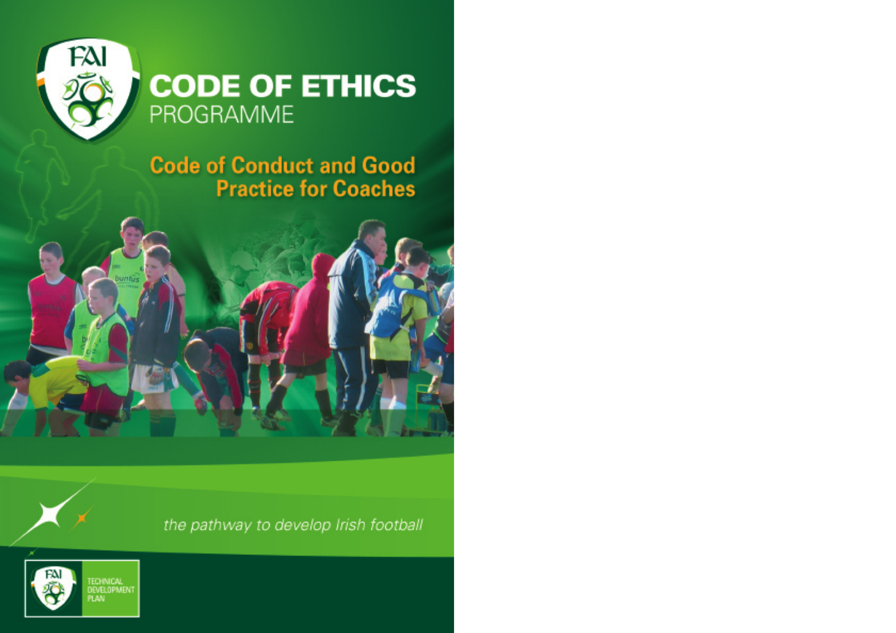FAI

# CODE OF ETHICS
PROGRAMME

## Code of Conduct and Good Practice for Coaches

*the pathway to develop Irish football*

FAI TECHNICAL DEVELOPMENT PLAN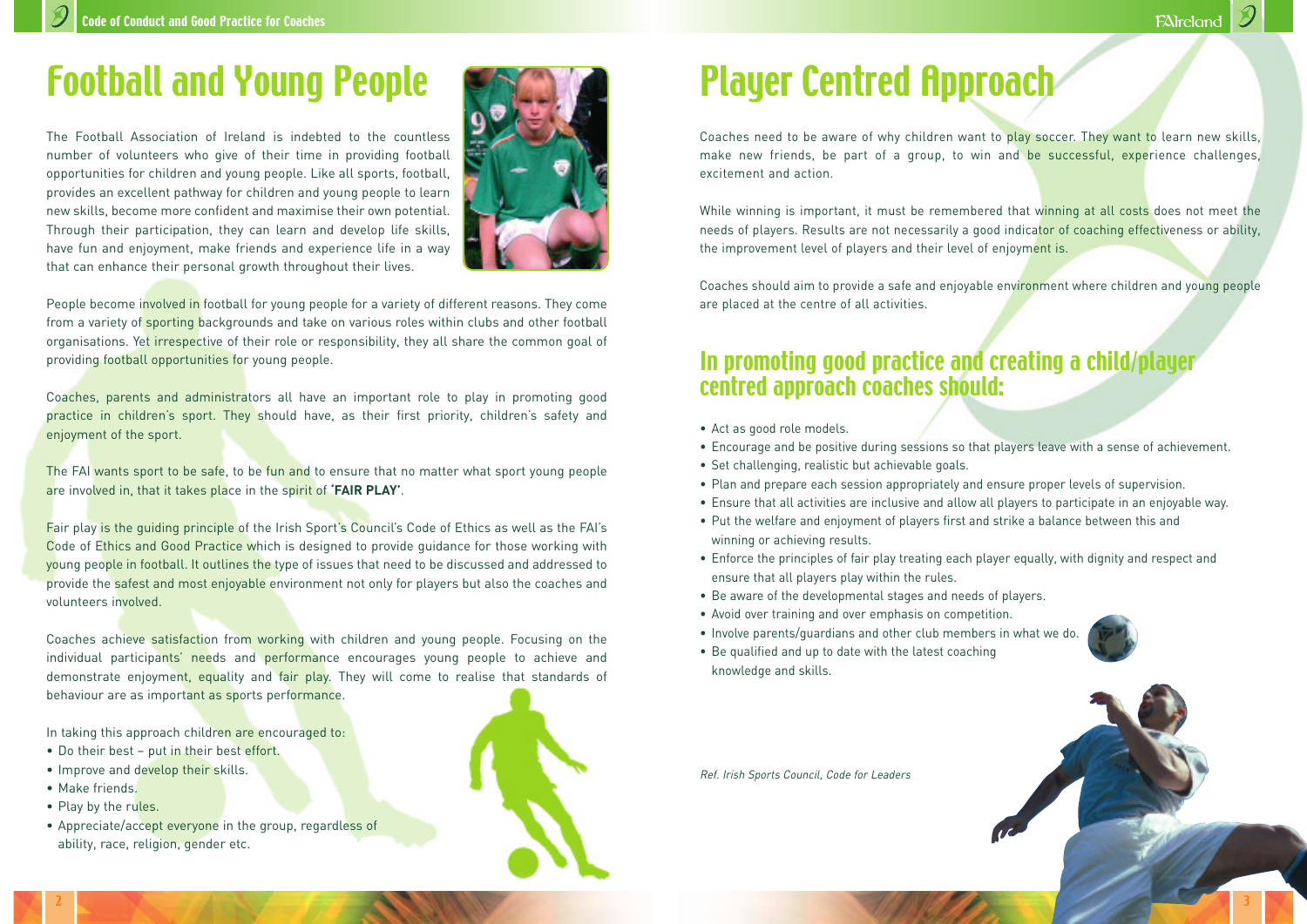# Football and Young People

The Football Association of Ireland is indebted to the countless number of volunteers who give of their time in providing football opportunities for children and young people. Like all sports, football, provides an excellent pathway for children and young people to learn new skills, become more confident and maximise their own potential. Through their participation, they can learn and develop life skills, have fun and enjoyment, make friends and experience life in a way that can enhance their personal growth throughout their lives.

People become involved in football for young people for a variety of different reasons. They come from a variety of sporting backgrounds and take on various roles within clubs and other football organisations. Yet irrespective of their role or responsibility, they all share the common goal of providing football opportunities for young people.

Coaches, parents and administrators all have an important role to play in promoting good practice in children's sport. They should have, as their first priority, children's safety and enjoyment of the sport.

The FAI wants sport to be safe, to be fun and to ensure that no matter what sport young people are involved in, that it takes place in the spirit of **'FAIR PLAY'**.

Fair play is the guiding principle of the Irish Sport's Council's Code of Ethics as well as the FAI's Code of Ethics and Good Practice which is designed to provide guidance for those working with young people in football. It outlines the type of issues that need to be discussed and addressed to provide the safest and most enjoyable environment not only for players but also the coaches and volunteers involved.

Coaches achieve satisfaction from working with children and young people. Focusing on the individual participants' needs and performance encourages young people to achieve and demonstrate enjoyment, equality and fair play. They will come to realise that standards of behaviour are as important as sports performance.

In taking this approach children are encouraged to:

- Do their best – put in their best effort.
- Improve and develop their skills.
- Make friends.
- Play by the rules.
- Appreciate/accept everyone in the group, regardless of ability, race, religion, gender etc.

# Player Centred Approach

Coaches need to be aware of why children want to play soccer. They want to learn new skills, make new friends, be part of a group, to win and be successful, experience challenges, excitement and action.

While winning is important, it must be remembered that winning at all costs does not meet the needs of players. Results are not necessarily a good indicator of coaching effectiveness or ability, the improvement level of players and their level of enjoyment is.

Coaches should aim to provide a safe and enjoyable environment where children and young people are placed at the centre of all activities.

## In promoting good practice and creating a child/player centred approach coaches should:

- Act as good role models.
- Encourage and be positive during sessions so that players leave with a sense of achievement.
- Set challenging, realistic but achievable goals.
- Plan and prepare each session appropriately and ensure proper levels of supervision.
- Ensure that all activities are inclusive and allow all players to participate in an enjoyable way.
- Put the welfare and enjoyment of players first and strike a balance between this and winning or achieving results.
- Enforce the principles of fair play treating each player equally, with dignity and respect and ensure that all players play within the rules.
- Be aware of the developmental stages and needs of players.
- Avoid over training and over emphasis on competition.
- Involve parents/guardians and other club members in what we do.
- Be qualified and up to date with the latest coaching knowledge and skills.

*Ref. Irish Sports Council, Code for Leaders*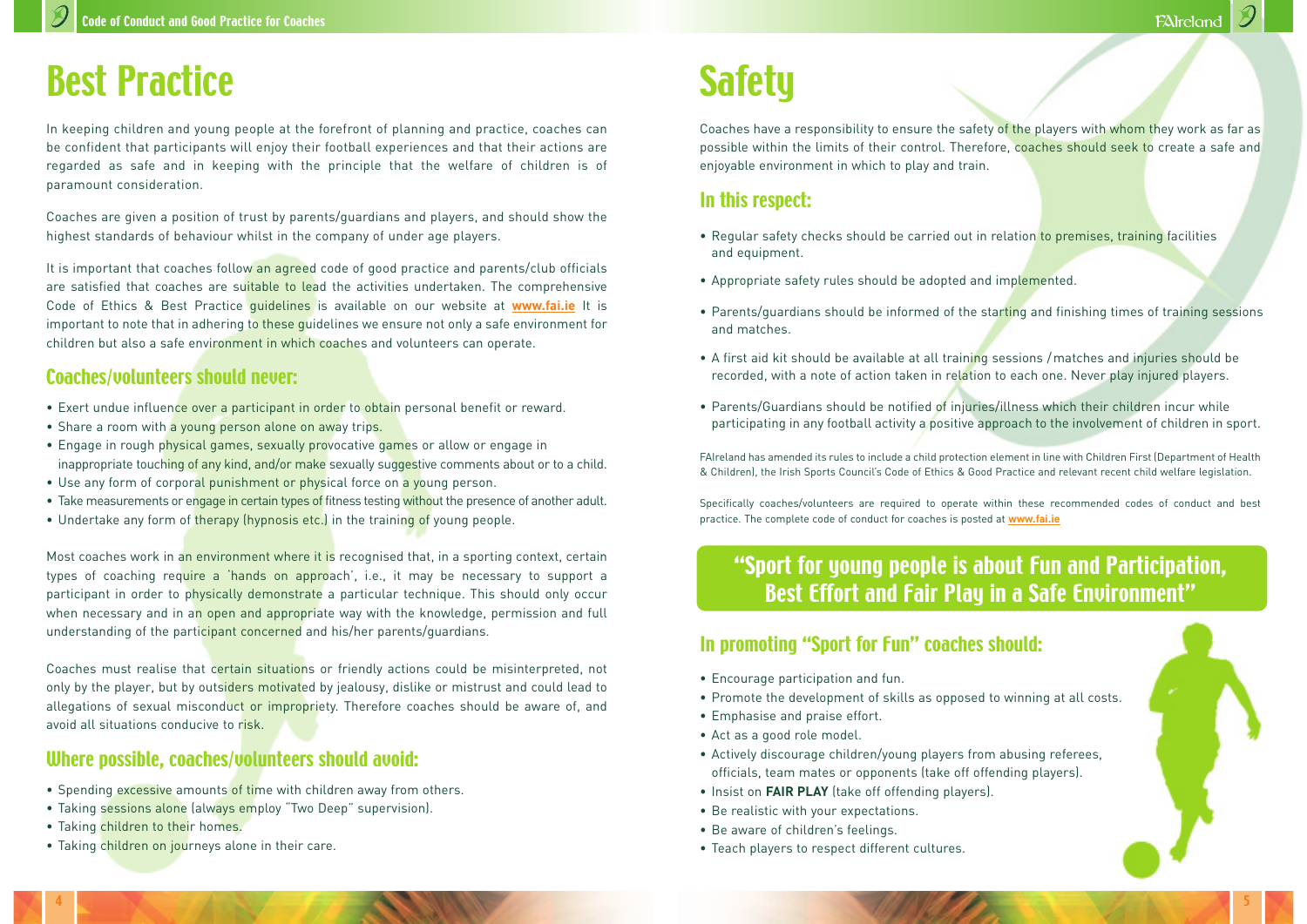# Best Practice

In keeping children and young people at the forefront of planning and practice, coaches can be confident that participants will enjoy their football experiences and that their actions are regarded as safe and in keeping with the principle that the welfare of children is of paramount consideration.

Coaches are given a position of trust by parents/guardians and players, and should show the highest standards of behaviour whilst in the company of under age players.

It is important that coaches follow an agreed code of good practice and parents/club officials are satisfied that coaches are suitable to lead the activities undertaken. The comprehensive Code of Ethics & Best Practice guidelines is available on our website at **www.fai.ie** It is important to note that in adhering to these guidelines we ensure not only a safe environment for children but also a safe environment in which coaches and volunteers can operate.

## Coaches/volunteers should never:

- Exert undue influence over a participant in order to obtain personal benefit or reward.
- Share a room with a young person alone on away trips.
- Engage in rough physical games, sexually provocative games or allow or engage in inappropriate touching of any kind, and/or make sexually suggestive comments about or to a child.
- Use any form of corporal punishment or physical force on a young person.
- Take measurements or engage in certain types of fitness testing without the presence of another adult.
- Undertake any form of therapy (hypnosis etc.) in the training of young people.

Most coaches work in an environment where it is recognised that, in a sporting context, certain types of coaching require a 'hands on approach', i.e., it may be necessary to support a participant in order to physically demonstrate a particular technique. This should only occur when necessary and in an open and appropriate way with the knowledge, permission and full understanding of the participant concerned and his/her parents/guardians.

Coaches must realise that certain situations or friendly actions could be misinterpreted, not only by the player, but by outsiders motivated by jealousy, dislike or mistrust and could lead to allegations of sexual misconduct or impropriety. Therefore coaches should be aware of, and avoid all situations conducive to risk.

## Where possible, coaches/volunteers should avoid:

- Spending excessive amounts of time with children away from others.
- Taking sessions alone (always employ "Two Deep" supervision).
- Taking children to their homes.
- Taking children on journeys alone in their care.

# Safety

Coaches have a responsibility to ensure the safety of the players with whom they work as far as possible within the limits of their control. Therefore, coaches should seek to create a safe and enjoyable environment in which to play and train.

## In this respect:

- Regular safety checks should be carried out in relation to premises, training facilities and equipment.
- Appropriate safety rules should be adopted and implemented.
- Parents/guardians should be informed of the starting and finishing times of training sessions and matches.
- A first aid kit should be available at all training sessions /matches and injuries should be recorded, with a note of action taken in relation to each one. Never play injured players.
- Parents/Guardians should be notified of injuries/illness which their children incur while participating in any football activity a positive approach to the involvement of children in sport.

FAIreland has amended its rules to include a child protection element in line with Children First (Department of Health & Children), the Irish Sports Council's Code of Ethics & Good Practice and relevant recent child welfare legislation.

Specifically coaches/volunteers are required to operate within these recommended codes of conduct and best practice. The complete code of conduct for coaches is posted at **www.fai.ie**

**"Sport for young people is about Fun and Participation, Best Effort and Fair Play in a Safe Environment"**

## In promoting "Sport for Fun" coaches should:

- Encourage participation and fun.
- Promote the development of skills as opposed to winning at all costs.
- Emphasise and praise effort.
- Act as a good role model.
- Actively discourage children/young players from abusing referees, officials, team mates or opponents (take off offending players).
- Insist on **FAIR PLAY** (take off offending players).
- Be realistic with your expectations.
- Be aware of children's feelings.
- Teach players to respect different cultures.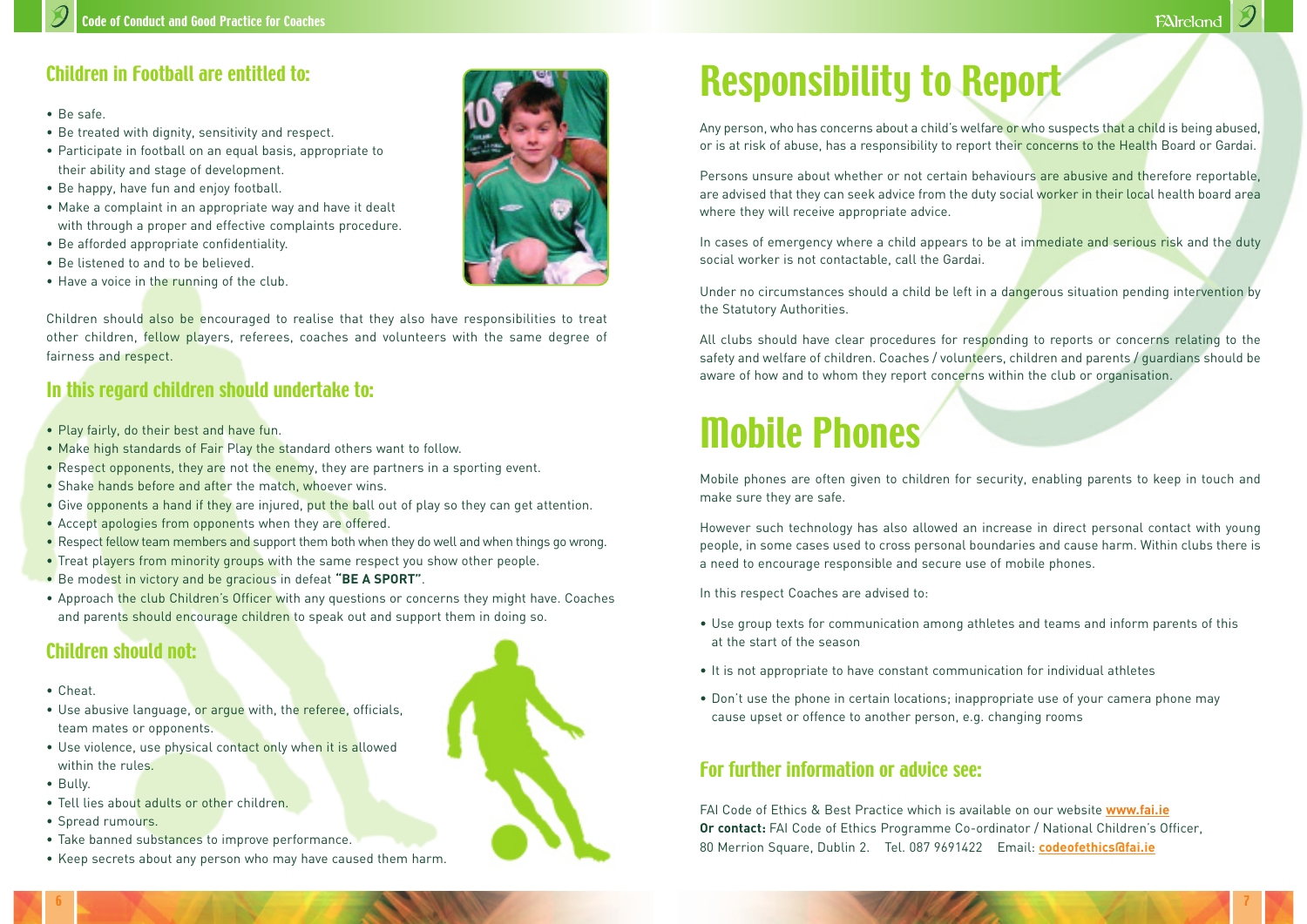## Children in Football are entitled to:

- Be safe.
- Be treated with dignity, sensitivity and respect.
- Participate in football on an equal basis, appropriate to their ability and stage of development.
- Be happy, have fun and enjoy football.
- Make a complaint in an appropriate way and have it dealt with through a proper and effective complaints procedure.
- Be afforded appropriate confidentiality.
- Be listened to and to be believed.
- Have a voice in the running of the club.

Children should also be encouraged to realise that they also have responsibilities to treat other children, fellow players, referees, coaches and volunteers with the same degree of fairness and respect.

## In this regard children should undertake to:

- Play fairly, do their best and have fun.
- Make high standards of Fair Play the standard others want to follow.
- Respect opponents, they are not the enemy, they are partners in a sporting event.
- Shake hands before and after the match, whoever wins.
- Give opponents a hand if they are injured, put the ball out of play so they can get attention.
- Accept apologies from opponents when they are offered.
- Respect fellow team members and support them both when they do well and when things go wrong.
- Treat players from minority groups with the same respect you show other people.
- Be modest in victory and be gracious in defeat **"BE A SPORT"**.
- Approach the club Children's Officer with any questions or concerns they might have. Coaches and parents should encourage children to speak out and support them in doing so.

## Children should not:

- Cheat.
- Use abusive language, or argue with, the referee, officials, team mates or opponents.
- Use violence, use physical contact only when it is allowed within the rules.
- Bully.
- Tell lies about adults or other children.
- Spread rumours.
- Take banned substances to improve performance.
- Keep secrets about any person who may have caused them harm.

# Responsibility to Report

Any person, who has concerns about a child's welfare or who suspects that a child is being abused, or is at risk of abuse, has a responsibility to report their concerns to the Health Board or Gardai.

Persons unsure about whether or not certain behaviours are abusive and therefore reportable, are advised that they can seek advice from the duty social worker in their local health board area where they will receive appropriate advice.

In cases of emergency where a child appears to be at immediate and serious risk and the duty social worker is not contactable, call the Gardai.

Under no circumstances should a child be left in a dangerous situation pending intervention by the Statutory Authorities.

All clubs should have clear procedures for responding to reports or concerns relating to the safety and welfare of children. Coaches / volunteers, children and parents / guardians should be aware of how and to whom they report concerns within the club or organisation.

# Mobile Phones

Mobile phones are often given to children for security, enabling parents to keep in touch and make sure they are safe.

However such technology has also allowed an increase in direct personal contact with young people, in some cases used to cross personal boundaries and cause harm. Within clubs there is a need to encourage responsible and secure use of mobile phones.

In this respect Coaches are advised to:

- Use group texts for communication among athletes and teams and inform parents of this at the start of the season
- It is not appropriate to have constant communication for individual athletes
- Don't use the phone in certain locations; inappropriate use of your camera phone may cause upset or offence to another person, e.g. changing rooms

## For further information or advice see:

FAI Code of Ethics & Best Practice which is available on our website **www.fai.ie**
**Or contact:** FAI Code of Ethics Programme Co-ordinator / National Children's Officer, 80 Merrion Square, Dublin 2. Tel. 087 9691422 Email: **codeofethics@fai.ie**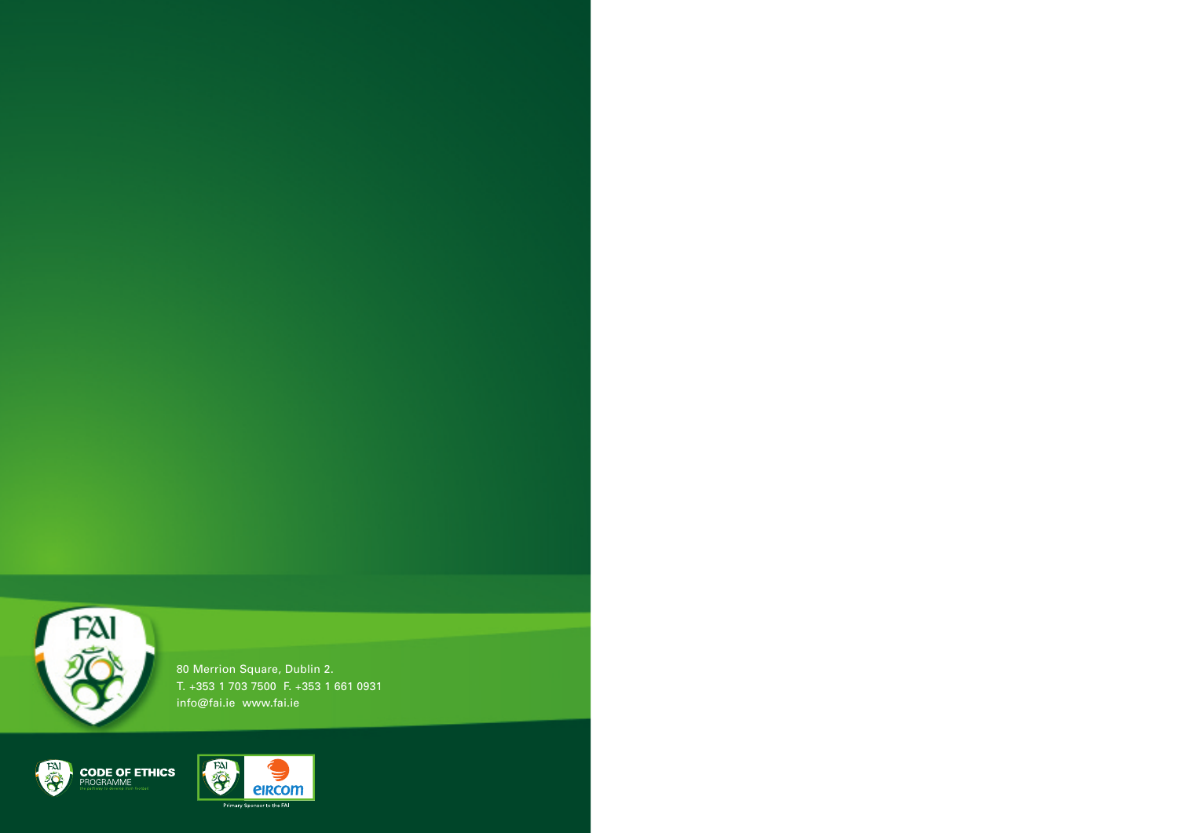80 Merrion Square, Dublin 2.
T. +353 1 703 7500 F. +353 1 661 0931
info@fai.ie www.fai.ie

**CODE OF ETHICS**
PROGRAMME

Primary Sponsor to the FAI